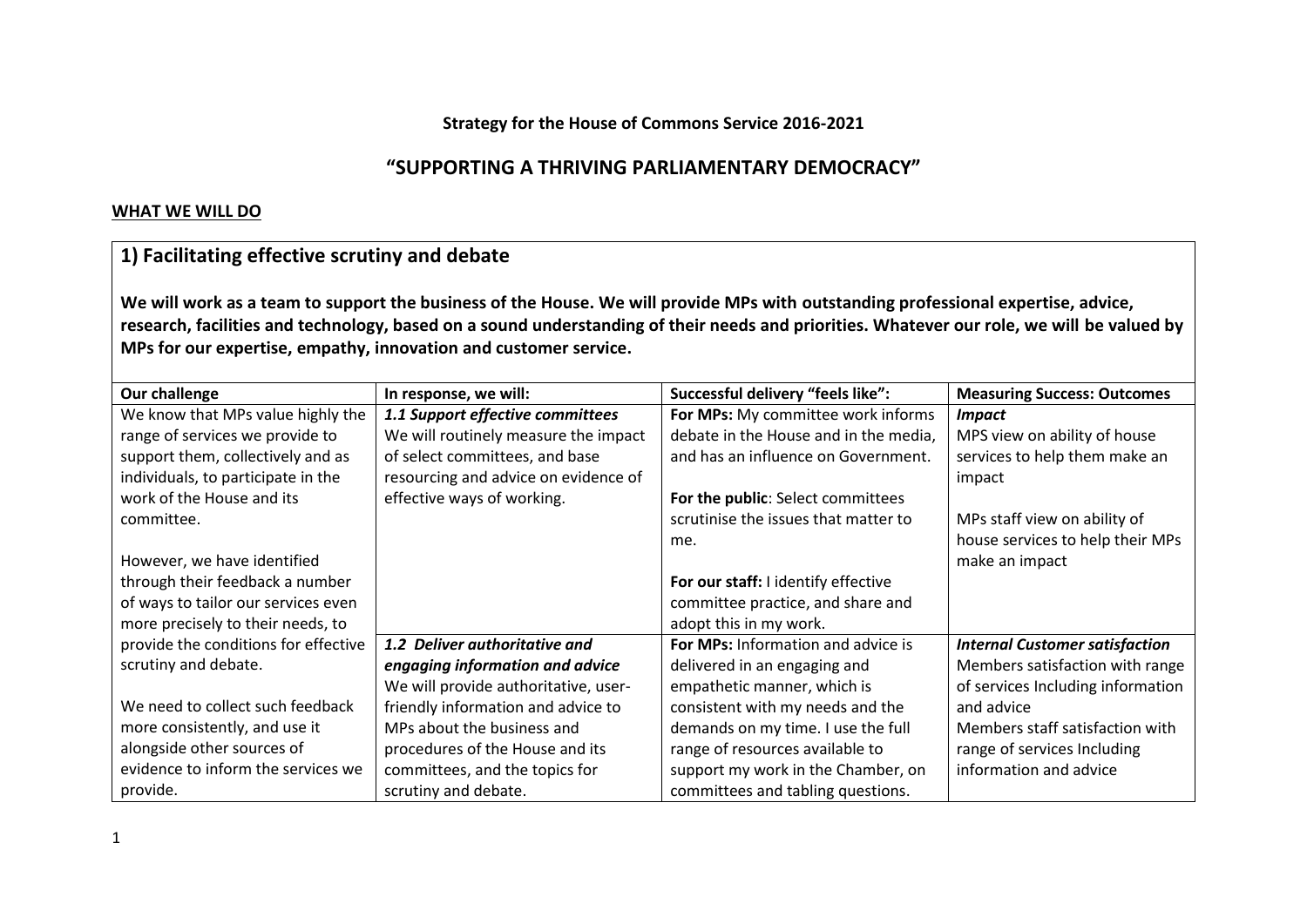**Strategy for the House of Commons Service 2016-2021**

## "SUPPORTING A THRIVING PARLIAMENTARY DEMOCRACY"

**WHAT WE WILL DO**

### 1) Facilitating effective scrutiny and debate

**We will work as a team to support the business of the House. We will provide MPs with outstanding professional expertise, advice, research, facilities and technology, based on a sound understanding of their needs and priorities. Whatever our role, we will be valued by MPs for our expertise, empathy, innovation and customer service.**

| Our challenge | In response, we will: | Successful delivery "feels like": | Measuring Success: Outcomes |
|---|---|---|---|
| We know that MPs value highly the range of services we provide to support them, collectively and as individuals, to participate in the work of the House and its committee.<br><br>However, we have identified through their feedback a number of ways to tailor our services even more precisely to their needs, to provide the conditions for effective scrutiny and debate.<br><br>We need to collect such feedback more consistently, and use it alongside other sources of evidence to inform the services we provide. | ***1.1 Support effective committees***<br>We will routinely measure the impact of select committees, and base resourcing and advice on evidence of effective ways of working. | **For MPs:** My committee work informs debate in the House and in the media, and has an influence on Government.<br><br>**For the public**: Select committees scrutinise the issues that matter to me.<br><br>**For our staff:** I identify effective committee practice, and share and adopt this in my work. | ***Impact***<br>MPS view on ability of house services to help them make an impact<br><br>MPs staff view on ability of house services to help their MPs make an impact |
| | ***1.2 Deliver authoritative and engaging information and advice***<br>We will provide authoritative, user-friendly information and advice to MPs about the business and procedures of the House and its committees, and the topics for scrutiny and debate. | **For MPs:** Information and advice is delivered in an engaging and empathetic manner, which is consistent with my needs and the demands on my time. I use the full range of resources available to support my work in the Chamber, on committees and tabling questions. | ***Internal Customer satisfaction***<br>Members satisfaction with range of services Including information and advice<br>Members staff satisfaction with range of services Including information and advice |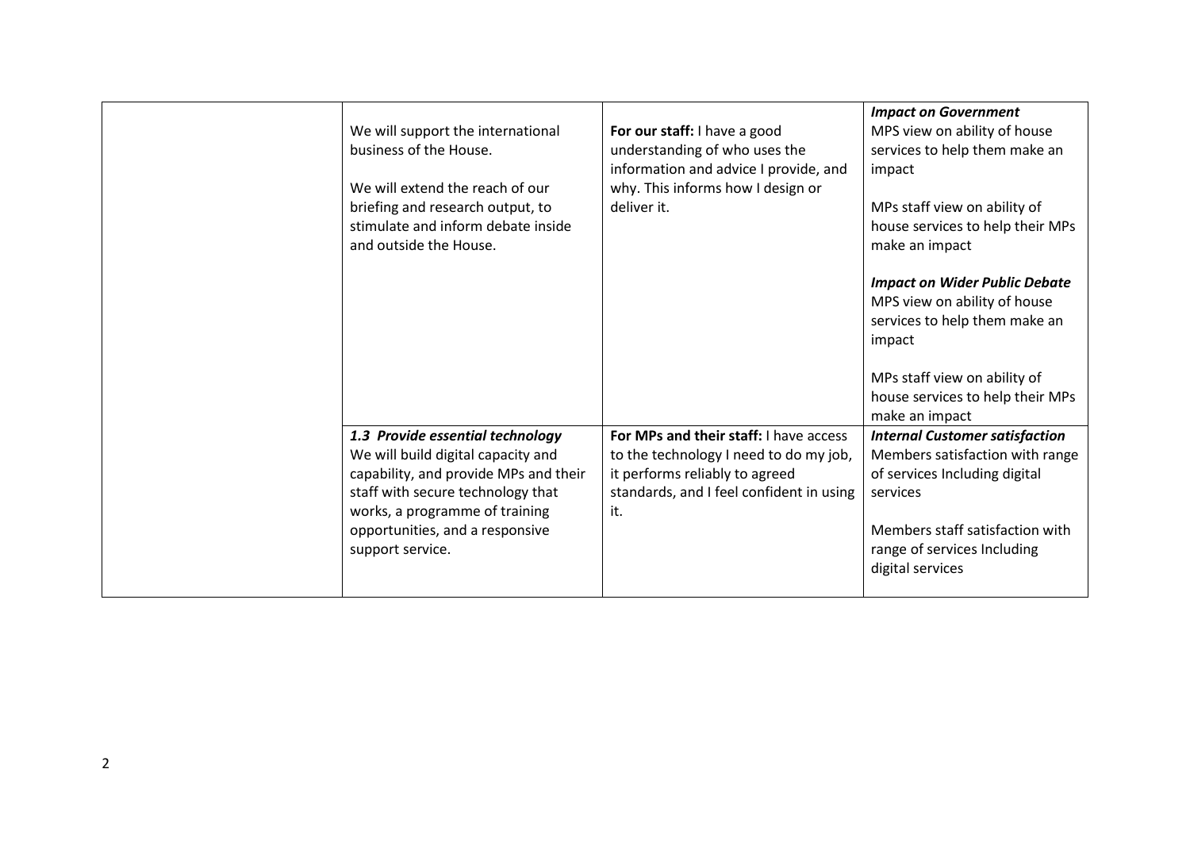| | | | |
|---|---|---|---|
| | We will support the international business of the House.<br><br>We will extend the reach of our briefing and research output, to stimulate and inform debate inside and outside the House. | **For our staff:** I have a good understanding of who uses the information and advice I provide, and why. This informs how I design or deliver it. | ***Impact on Government***<br>MPS view on ability of house services to help them make an impact<br><br>MPs staff view on ability of house services to help their MPs make an impact<br><br>***Impact on Wider Public Debate***<br>MPS view on ability of house services to help them make an impact<br><br>MPs staff view on ability of house services to help their MPs make an impact |
| | ***1.3 Provide essential technology***<br>We will build digital capacity and capability, and provide MPs and their staff with secure technology that works, a programme of training opportunities, and a responsive support service. | **For MPs and their staff:** I have access to the technology I need to do my job, it performs reliably to agreed standards, and I feel confident in using it. | ***Internal Customer satisfaction***<br>Members satisfaction with range of services Including digital services<br><br>Members staff satisfaction with range of services Including digital services |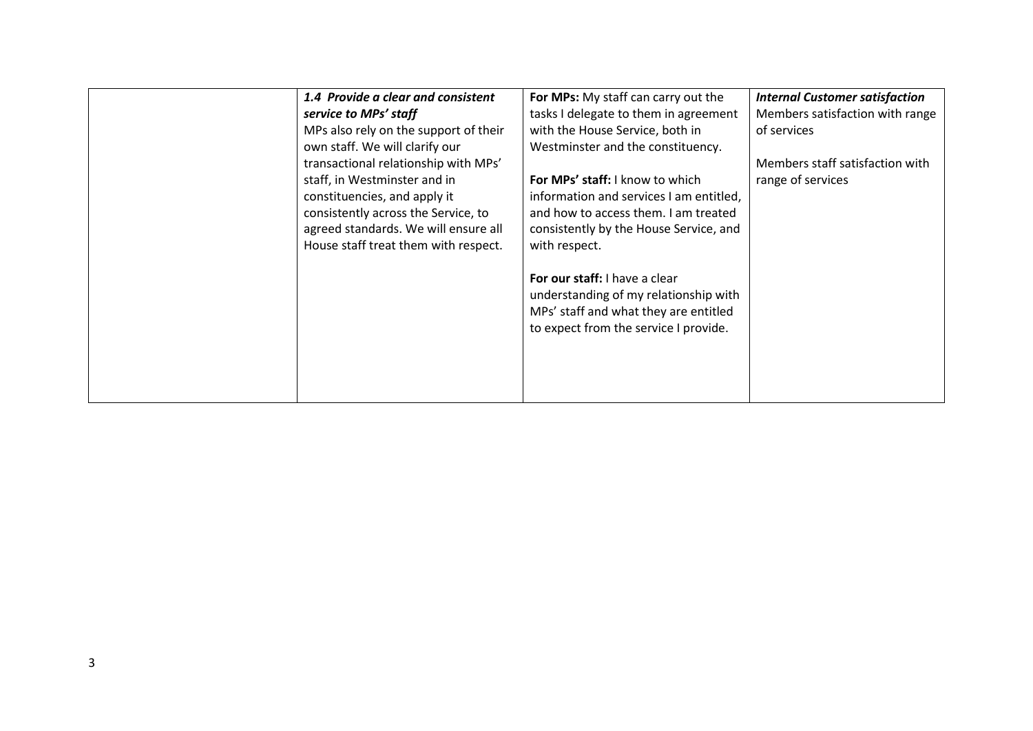| | | | |
|---|---|---|---|
| | ***1.4 Provide a clear and consistent service to MPs' staff*** MPs also rely on the support of their own staff. We will clarify our transactional relationship with MPs' staff, in Westminster and in constituencies, and apply it consistently across the Service, to agreed standards. We will ensure all House staff treat them with respect. | **For MPs:** My staff can carry out the tasks I delegate to them in agreement with the House Service, both in Westminster and the constituency.<br><br>**For MPs' staff:** I know to which information and services I am entitled, and how to access them. I am treated consistently by the House Service, and with respect.<br><br>**For our staff:** I have a clear understanding of my relationship with MPs' staff and what they are entitled to expect from the service I provide. | ***Internal Customer satisfaction*** Members satisfaction with range of services<br><br>Members staff satisfaction with range of services |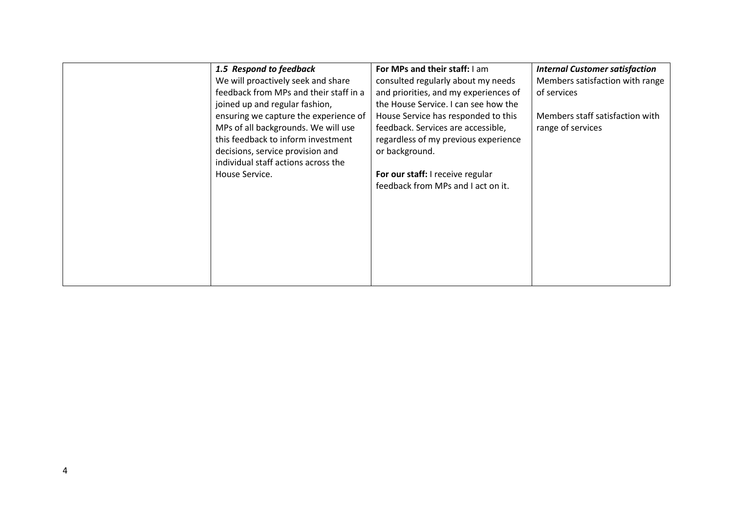| | | | |
|---|---|---|---|
| | ***1.5 Respond to feedback*** We will proactively seek and share feedback from MPs and their staff in a joined up and regular fashion, ensuring we capture the experience of MPs of all backgrounds. We will use this feedback to inform investment decisions, service provision and individual staff actions across the House Service. | **For MPs and their staff:** I am consulted regularly about my needs and priorities, and my experiences of the House Service. I can see how the House Service has responded to this feedback. Services are accessible, regardless of my previous experience or background.<br><br>**For our staff:** I receive regular feedback from MPs and I act on it. | ***Internal Customer satisfaction*** Members satisfaction with range of services<br><br>Members staff satisfaction with range of services |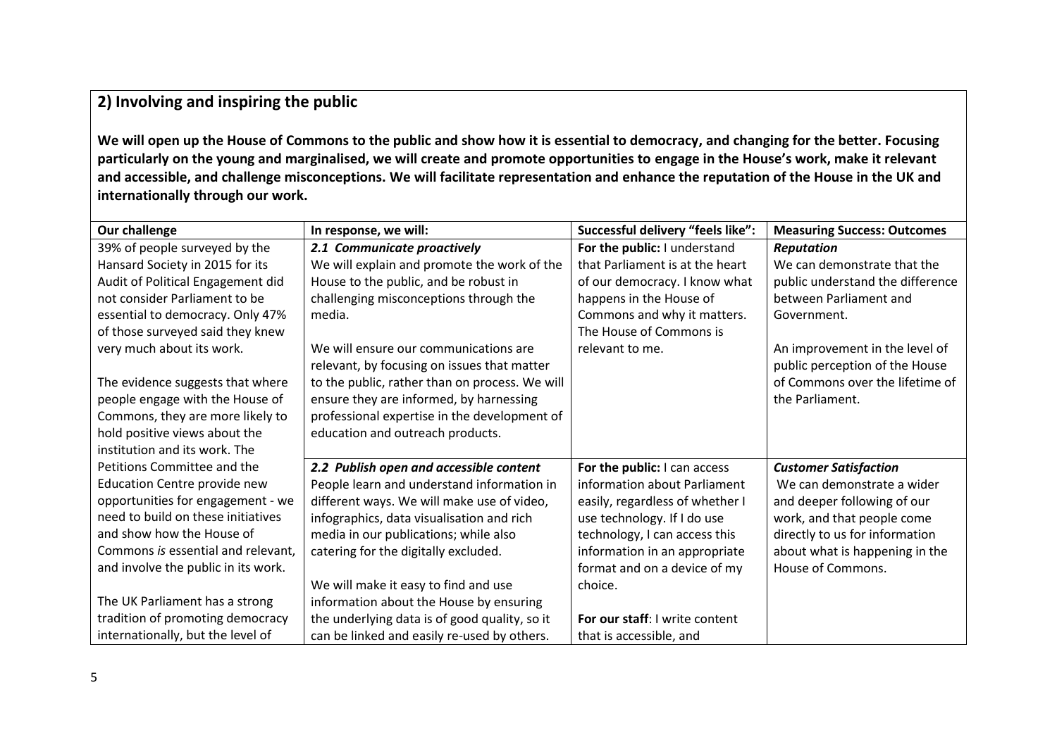## 2) Involving and inspiring the public

**We will open up the House of Commons to the public and show how it is essential to democracy, and changing for the better. Focusing particularly on the young and marginalised, we will create and promote opportunities to engage in the House's work, make it relevant and accessible, and challenge misconceptions. We will facilitate representation and enhance the reputation of the House in the UK and internationally through our work.**

| Our challenge | In response, we will: | Successful delivery "feels like": | Measuring Success: Outcomes |
|---|---|---|---|
| 39% of people surveyed by the Hansard Society in 2015 for its Audit of Political Engagement did not consider Parliament to be essential to democracy. Only 47% of those surveyed said they knew very much about its work.<br><br>The evidence suggests that where people engage with the House of Commons, they are more likely to hold positive views about the institution and its work. The Petitions Committee and the Education Centre provide new opportunities for engagement - we need to build on these initiatives and show how the House of Commons *is* essential and relevant, and involve the public in its work.<br><br>The UK Parliament has a strong tradition of promoting democracy internationally, but the level of | ***2.1 Communicate proactively***<br>We will explain and promote the work of the House to the public, and be robust in challenging misconceptions through the media.<br><br>We will ensure our communications are relevant, by focusing on issues that matter to the public, rather than on process. We will ensure they are informed, by harnessing professional expertise in the development of education and outreach products. | **For the public:** I understand that Parliament is at the heart of our democracy. I know what happens in the House of Commons and why it matters. The House of Commons is relevant to me. | ***Reputation***<br>We can demonstrate that the public understand the difference between Parliament and Government.<br><br>An improvement in the level of public perception of the House of Commons over the lifetime of the Parliament. |
| | ***2.2 Publish open and accessible content***<br>People learn and understand information in different ways. We will make use of video, infographics, data visualisation and rich media in our publications; while also catering for the digitally excluded.<br><br>We will make it easy to find and use information about the House by ensuring the underlying data is of good quality, so it can be linked and easily re-used by others. | **For the public:** I can access information about Parliament easily, regardless of whether I use technology. If I do use technology, I can access this information in an appropriate format and on a device of my choice.<br><br>**For our staff**: I write content that is accessible, and | ***Customer Satisfaction***<br>We can demonstrate a wider and deeper following of our work, and that people come directly to us for information about what is happening in the House of Commons. |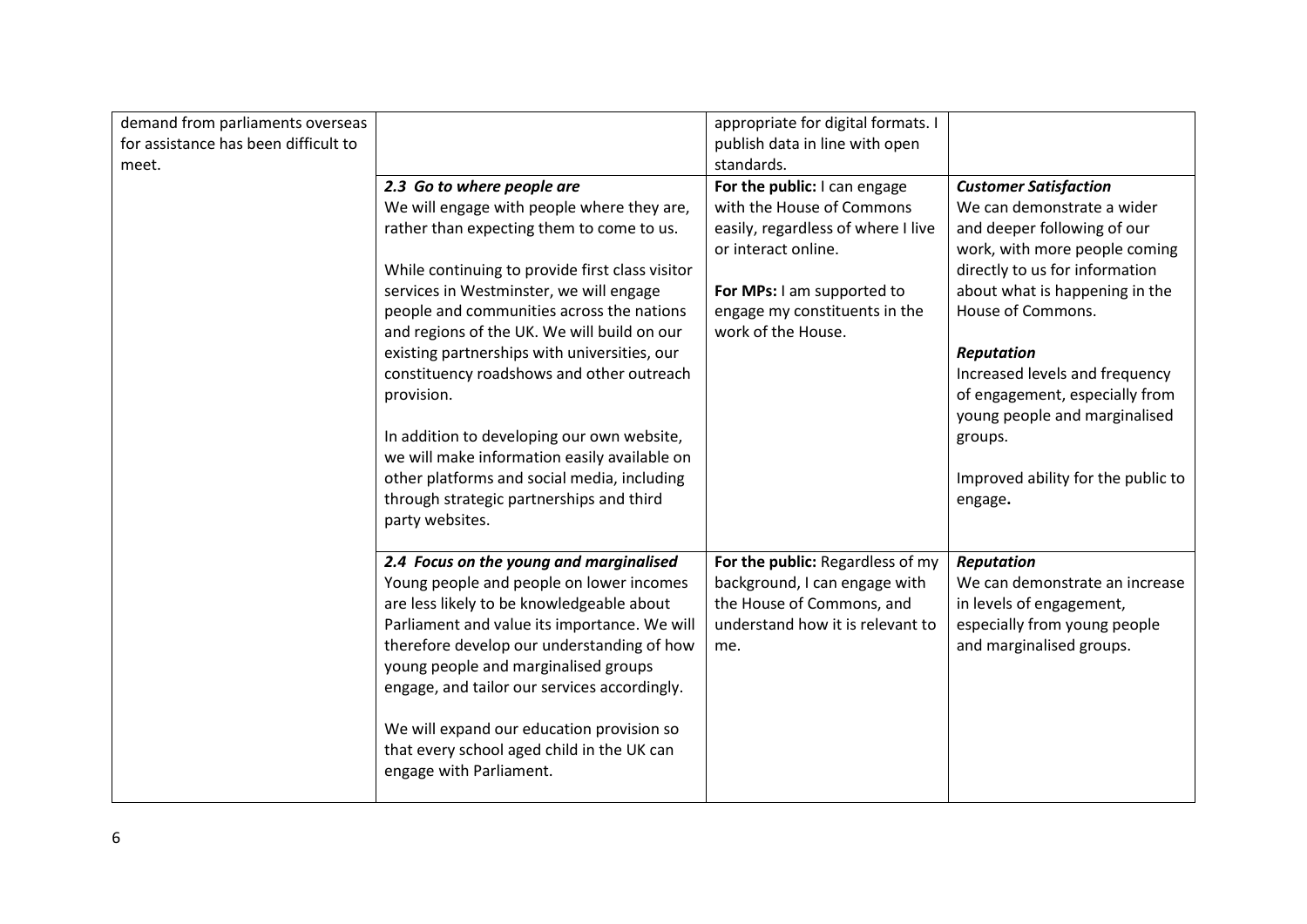| | | | |
|---|---|---|---|
| demand from parliaments overseas for assistance has been difficult to meet. | | appropriate for digital formats. I publish data in line with open standards. | |
| | ***2.3 Go to where people are***<br>We will engage with people where they are, rather than expecting them to come to us.<br><br>While continuing to provide first class visitor services in Westminster, we will engage people and communities across the nations and regions of the UK. We will build on our existing partnerships with universities, our constituency roadshows and other outreach provision.<br><br>In addition to developing our own website, we will make information easily available on other platforms and social media, including through strategic partnerships and third party websites. | **For the public:** I can engage with the House of Commons easily, regardless of where I live or interact online.<br><br>**For MPs:** I am supported to engage my constituents in the work of the House. | ***Customer Satisfaction***<br>We can demonstrate a wider and deeper following of our work, with more people coming directly to us for information about what is happening in the House of Commons.<br><br>***Reputation***<br>Increased levels and frequency of engagement, especially from young people and marginalised groups.<br><br>Improved ability for the public to engage. |
| | ***2.4 Focus on the young and marginalised***<br>Young people and people on lower incomes are less likely to be knowledgeable about Parliament and value its importance. We will therefore develop our understanding of how young people and marginalised groups engage, and tailor our services accordingly.<br><br>We will expand our education provision so that every school aged child in the UK can engage with Parliament. | **For the public:** Regardless of my background, I can engage with the House of Commons, and understand how it is relevant to me. | ***Reputation***<br>We can demonstrate an increase in levels of engagement, especially from young people and marginalised groups. |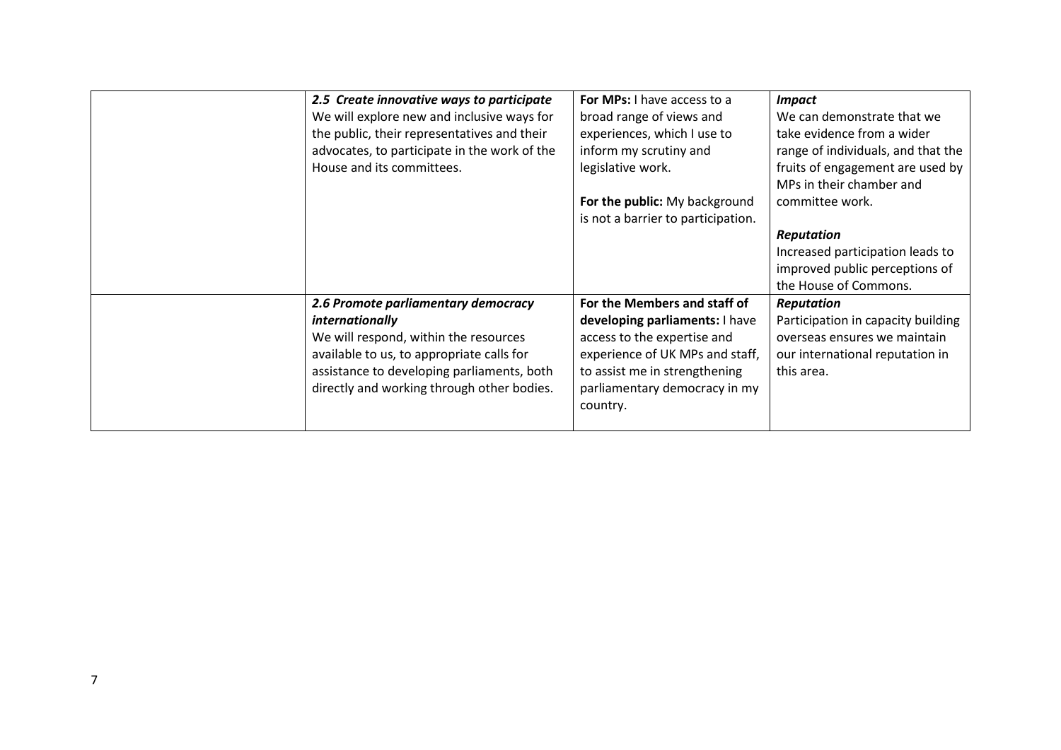| | | | |
|---|---|---|---|
| | ***2.5 Create innovative ways to participate*** We will explore new and inclusive ways for the public, their representatives and their advocates, to participate in the work of the House and its committees. | **For MPs:** I have access to a broad range of views and experiences, which I use to inform my scrutiny and legislative work.<br><br>**For the public:** My background is not a barrier to participation. | ***Impact*** We can demonstrate that we take evidence from a wider range of individuals, and that the fruits of engagement are used by MPs in their chamber and committee work.<br><br>***Reputation*** Increased participation leads to improved public perceptions of the House of Commons. |
| | ***2.6 Promote parliamentary democracy internationally*** We will respond, within the resources available to us, to appropriate calls for assistance to developing parliaments, both directly and working through other bodies. | **For the Members and staff of developing parliaments:** I have access to the expertise and experience of UK MPs and staff, to assist me in strengthening parliamentary democracy in my country. | ***Reputation*** Participation in capacity building overseas ensures we maintain our international reputation in this area. |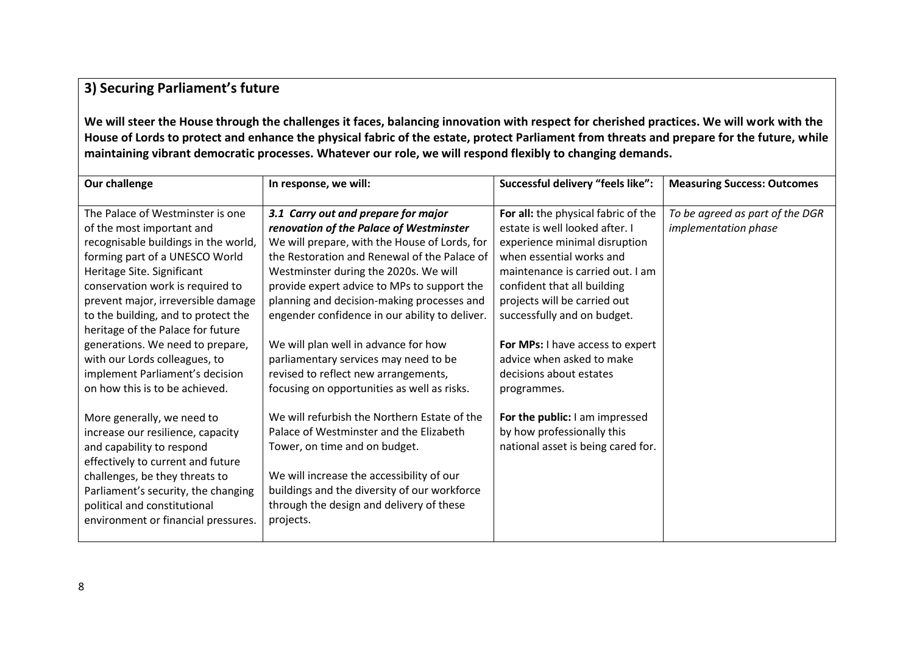## 3) Securing Parliament's future

**We will steer the House through the challenges it faces, balancing innovation with respect for cherished practices. We will work with the House of Lords to protect and enhance the physical fabric of the estate, protect Parliament from threats and prepare for the future, while maintaining vibrant democratic processes. Whatever our role, we will respond flexibly to changing demands.**

| Our challenge | In response, we will: | Successful delivery "feels like": | Measuring Success: Outcomes |
|---|---|---|---|
| The Palace of Westminster is one of the most important and recognisable buildings in the world, forming part of a UNESCO World Heritage Site. Significant conservation work is required to prevent major, irreversible damage to the building, and to protect the heritage of the Palace for future generations. We need to prepare, with our Lords colleagues, to implement Parliament's decision on how this is to be achieved.<br><br>More generally, we need to increase our resilience, capacity and capability to respond effectively to current and future challenges, be they threats to Parliament's security, the changing political and constitutional environment or financial pressures. | ***3.1 Carry out and prepare for major renovation of the Palace of Westminster***<br>We will prepare, with the House of Lords, for the Restoration and Renewal of the Palace of Westminster during the 2020s. We will provide expert advice to MPs to support the planning and decision-making processes and engender confidence in our ability to deliver.<br><br>We will plan well in advance for how parliamentary services may need to be revised to reflect new arrangements, focusing on opportunities as well as risks.<br><br>We will refurbish the Northern Estate of the Palace of Westminster and the Elizabeth Tower, on time and on budget.<br><br>We will increase the accessibility of our buildings and the diversity of our workforce through the design and delivery of these projects. | **For all:** the physical fabric of the estate is well looked after. I experience minimal disruption when essential works and maintenance is carried out. I am confident that all building projects will be carried out successfully and on budget.<br><br>**For MPs:** I have access to expert advice when asked to make decisions about estates programmes.<br><br>**For the public:** I am impressed by how professionally this national asset is being cared for. | *To be agreed as part of the DGR implementation phase* |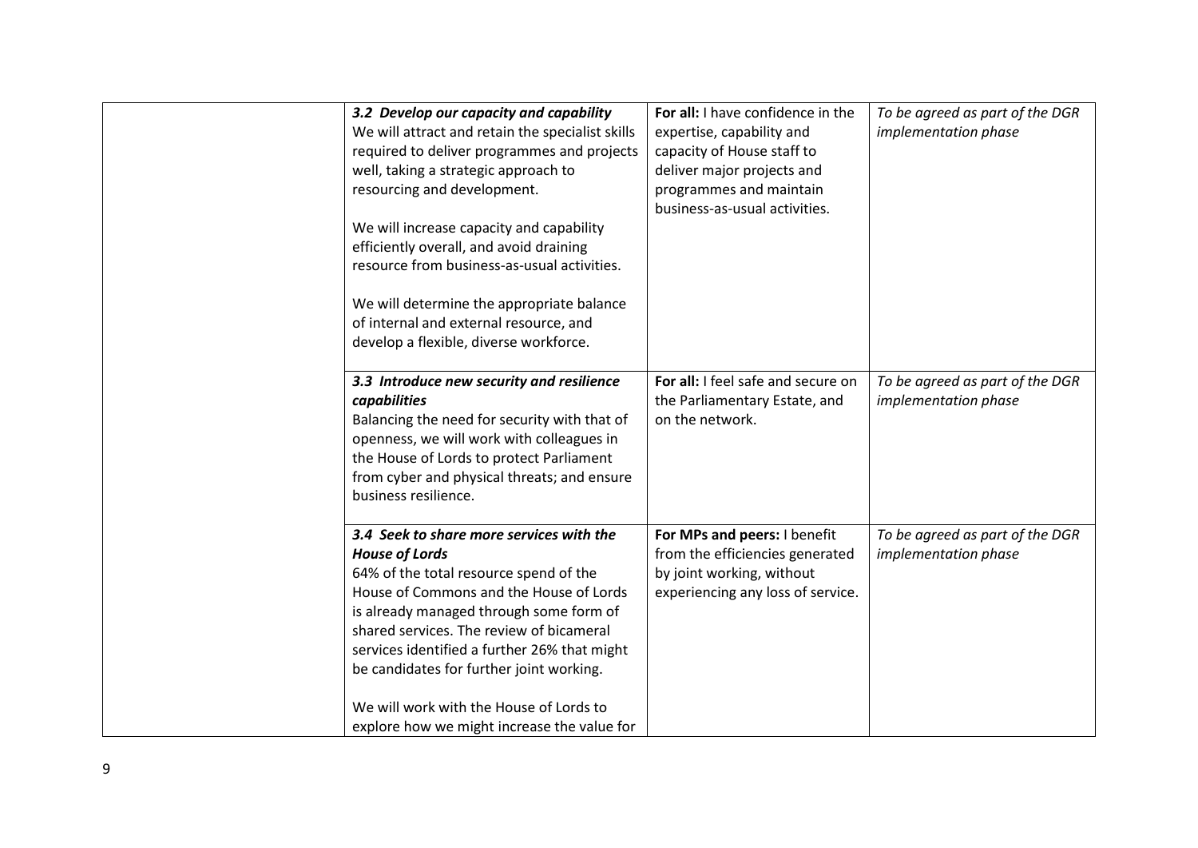| | | | |
|---|---|---|---|
| | ***3.2 Develop our capacity and capability*** We will attract and retain the specialist skills required to deliver programmes and projects well, taking a strategic approach to resourcing and development. <br><br> We will increase capacity and capability efficiently overall, and avoid draining resource from business-as-usual activities. <br><br> We will determine the appropriate balance of internal and external resource, and develop a flexible, diverse workforce. | **For all:** I have confidence in the expertise, capability and capacity of House staff to deliver major projects and programmes and maintain business-as-usual activities. | *To be agreed as part of the DGR implementation phase* |
| | ***3.3 Introduce new security and resilience capabilities*** Balancing the need for security with that of openness, we will work with colleagues in the House of Lords to protect Parliament from cyber and physical threats; and ensure business resilience. | **For all:** I feel safe and secure on the Parliamentary Estate, and on the network. | *To be agreed as part of the DGR implementation phase* |
| | ***3.4 Seek to share more services with the House of Lords*** 64% of the total resource spend of the House of Commons and the House of Lords is already managed through some form of shared services. The review of bicameral services identified a further 26% that might be candidates for further joint working. <br><br> We will work with the House of Lords to explore how we might increase the value for | **For MPs and peers:** I benefit from the efficiencies generated by joint working, without experiencing any loss of service. | *To be agreed as part of the DGR implementation phase* |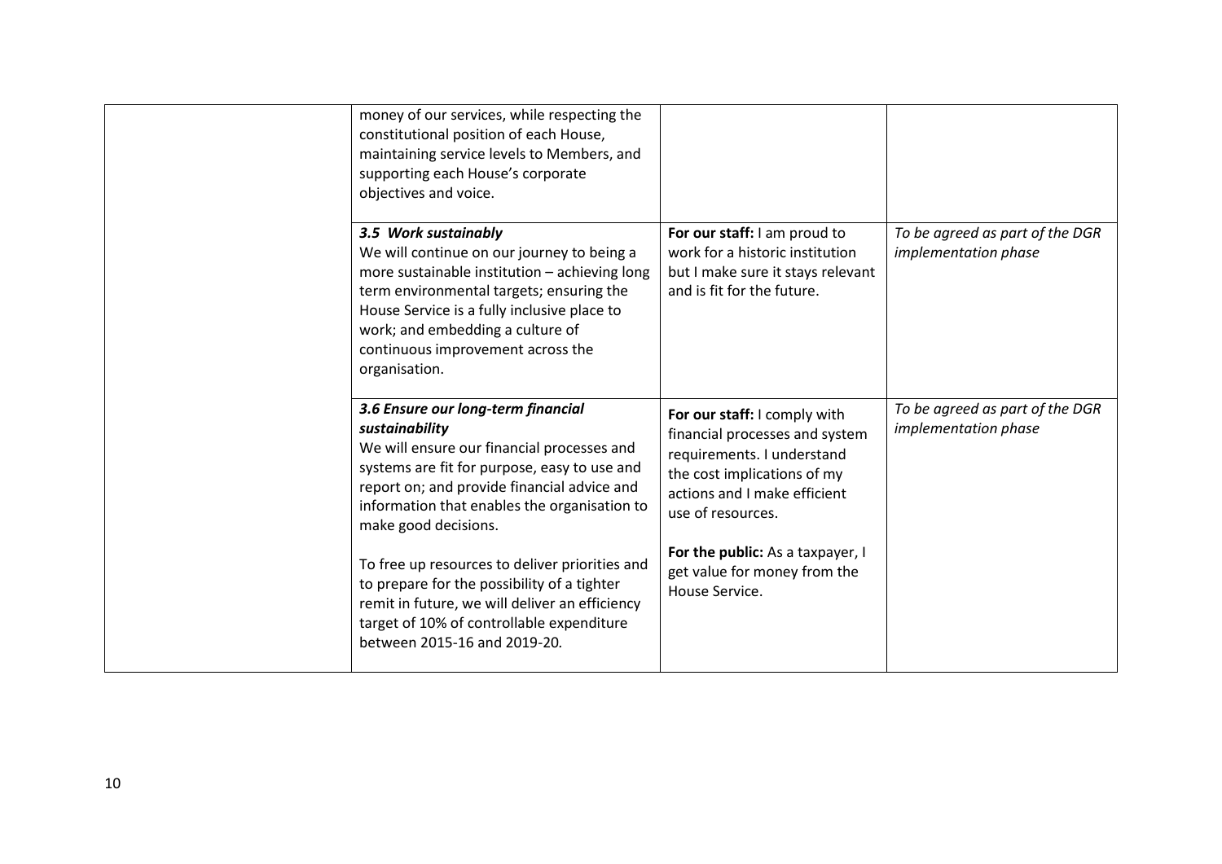| | | | |
|---|---|---|---|
| | money of our services, while respecting the constitutional position of each House, maintaining service levels to Members, and supporting each House's corporate objectives and voice. | | |
| | ***3.5 Work sustainably*** We will continue on our journey to being a more sustainable institution – achieving long term environmental targets; ensuring the House Service is a fully inclusive place to work; and embedding a culture of continuous improvement across the organisation. | **For our staff:** I am proud to work for a historic institution but I make sure it stays relevant and is fit for the future. | *To be agreed as part of the DGR implementation phase* |
| | ***3.6 Ensure our long-term financial sustainability*** We will ensure our financial processes and systems are fit for purpose, easy to use and report on; and provide financial advice and information that enables the organisation to make good decisions. To free up resources to deliver priorities and to prepare for the possibility of a tighter remit in future, we will deliver an efficiency target of 10% of controllable expenditure between 2015-16 and 2019-20. | **For our staff:** I comply with financial processes and system requirements. I understand the cost implications of my actions and I make efficient use of resources. **For the public:** As a taxpayer, I get value for money from the House Service. | *To be agreed as part of the DGR implementation phase* |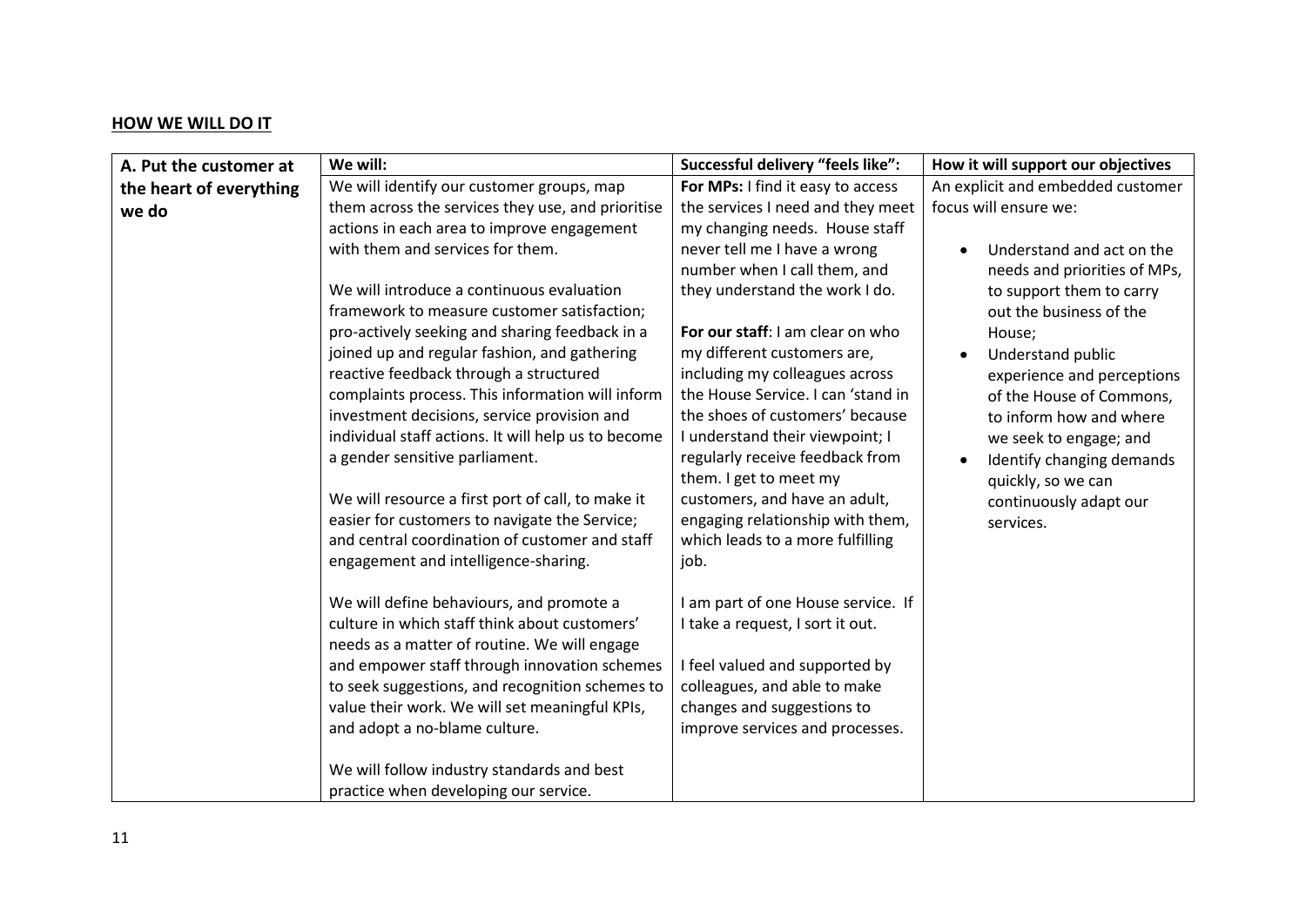## HOW WE WILL DO IT

| A. Put the customer at the heart of everything we do | We will: | Successful delivery "feels like": | How it will support our objectives |
|---|---|---|---|
| | We will identify our customer groups, map them across the services they use, and prioritise actions in each area to improve engagement with them and services for them.<br><br>We will introduce a continuous evaluation framework to measure customer satisfaction; pro-actively seeking and sharing feedback in a joined up and regular fashion, and gathering reactive feedback through a structured complaints process. This information will inform investment decisions, service provision and individual staff actions. It will help us to become a gender sensitive parliament.<br><br>We will resource a first port of call, to make it easier for customers to navigate the Service; and central coordination of customer and staff engagement and intelligence-sharing.<br><br>We will define behaviours, and promote a culture in which staff think about customers' needs as a matter of routine. We will engage and empower staff through innovation schemes to seek suggestions, and recognition schemes to value their work. We will set meaningful KPIs, and adopt a no-blame culture.<br><br>We will follow industry standards and best practice when developing our service. | **For MPs:** I find it easy to access the services I need and they meet my changing needs. House staff never tell me I have a wrong number when I call them, and they understand the work I do.<br><br>**For our staff**: I am clear on who my different customers are, including my colleagues across the House Service. I can 'stand in the shoes of customers' because I understand their viewpoint; I regularly receive feedback from them. I get to meet my customers, and have an adult, engaging relationship with them, which leads to a more fulfilling job.<br><br>I am part of one House service. If I take a request, I sort it out.<br><br>I feel valued and supported by colleagues, and able to make changes and suggestions to improve services and processes. | An explicit and embedded customer focus will ensure we:<br><br>• Understand and act on the needs and priorities of MPs, to support them to carry out the business of the House;<br>• Understand public experience and perceptions of the House of Commons, to inform how and where we seek to engage; and<br>• Identify changing demands quickly, so we can continuously adapt our services. |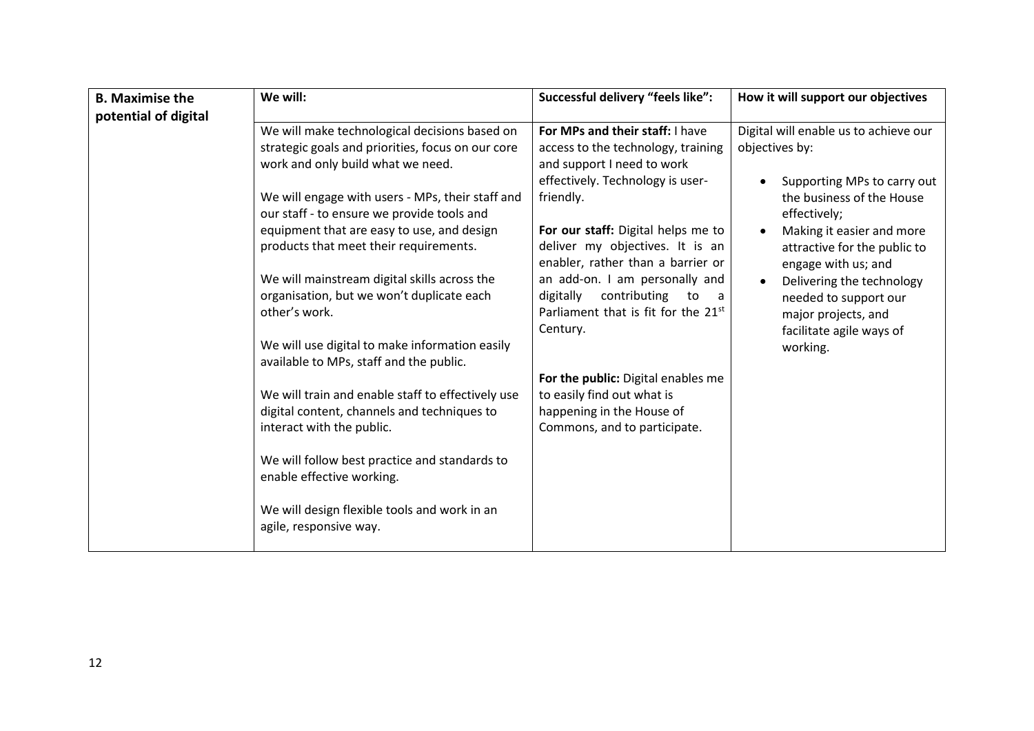| B. Maximise the potential of digital | We will: | Successful delivery "feels like": | How it will support our objectives |
|---|---|---|---|
| | We will make technological decisions based on strategic goals and priorities, focus on our core work and only build what we need.<br><br>We will engage with users - MPs, their staff and our staff - to ensure we provide tools and equipment that are easy to use, and design products that meet their requirements.<br><br>We will mainstream digital skills across the organisation, but we won't duplicate each other's work.<br><br>We will use digital to make information easily available to MPs, staff and the public.<br><br>We will train and enable staff to effectively use digital content, channels and techniques to interact with the public.<br><br>We will follow best practice and standards to enable effective working.<br><br>We will design flexible tools and work in an agile, responsive way. | **For MPs and their staff:** I have access to the technology, training and support I need to work effectively. Technology is user-friendly.<br><br>**For our staff:** Digital helps me to deliver my objectives. It is an enabler, rather than a barrier or an add-on. I am personally and digitally contributing to a Parliament that is fit for the 21st Century.<br><br>**For the public:** Digital enables me to easily find out what is happening in the House of Commons, and to participate. | Digital will enable us to achieve our objectives by:<br><br>• Supporting MPs to carry out the business of the House effectively;<br>• Making it easier and more attractive for the public to engage with us; and<br>• Delivering the technology needed to support our major projects, and facilitate agile ways of working. |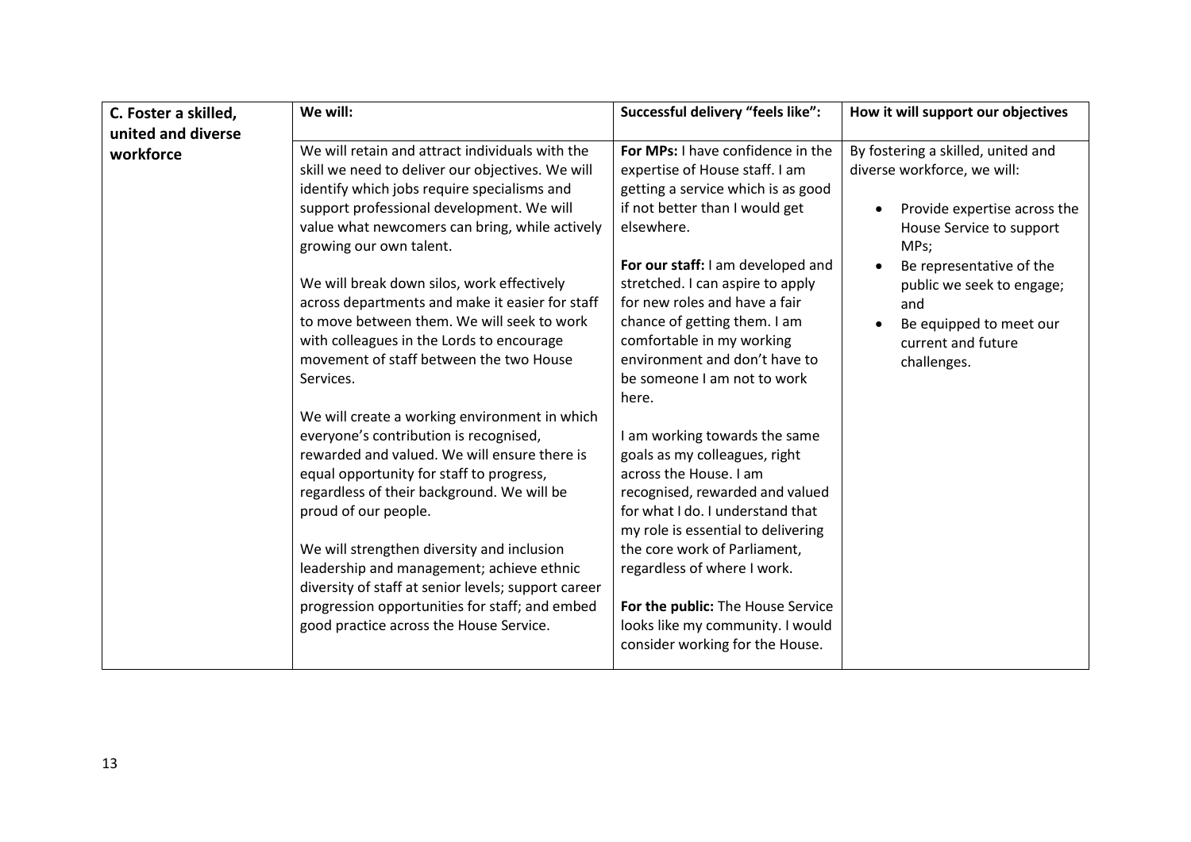| C. Foster a skilled, united and diverse workforce | We will: | Successful delivery "feels like": | How it will support our objectives |
|---|---|---|---|
| | We will retain and attract individuals with the skill we need to deliver our objectives. We will identify which jobs require specialisms and support professional development. We will value what newcomers can bring, while actively growing our own talent.<br><br>We will break down silos, work effectively across departments and make it easier for staff to move between them. We will seek to work with colleagues in the Lords to encourage movement of staff between the two House Services.<br><br>We will create a working environment in which everyone's contribution is recognised, rewarded and valued. We will ensure there is equal opportunity for staff to progress, regardless of their background. We will be proud of our people.<br><br>We will strengthen diversity and inclusion leadership and management; achieve ethnic diversity of staff at senior levels; support career progression opportunities for staff; and embed good practice across the House Service. | **For MPs:** I have confidence in the expertise of House staff. I am getting a service which is as good if not better than I would get elsewhere.<br><br>**For our staff:** I am developed and stretched. I can aspire to apply for new roles and have a fair chance of getting them. I am comfortable in my working environment and don't have to be someone I am not to work here.<br><br>I am working towards the same goals as my colleagues, right across the House. I am recognised, rewarded and valued for what I do. I understand that my role is essential to delivering the core work of Parliament, regardless of where I work.<br><br>**For the public:** The House Service looks like my community. I would consider working for the House. | By fostering a skilled, united and diverse workforce, we will:<br><br>• Provide expertise across the House Service to support MPs;<br>• Be representative of the public we seek to engage; and<br>• Be equipped to meet our current and future challenges. |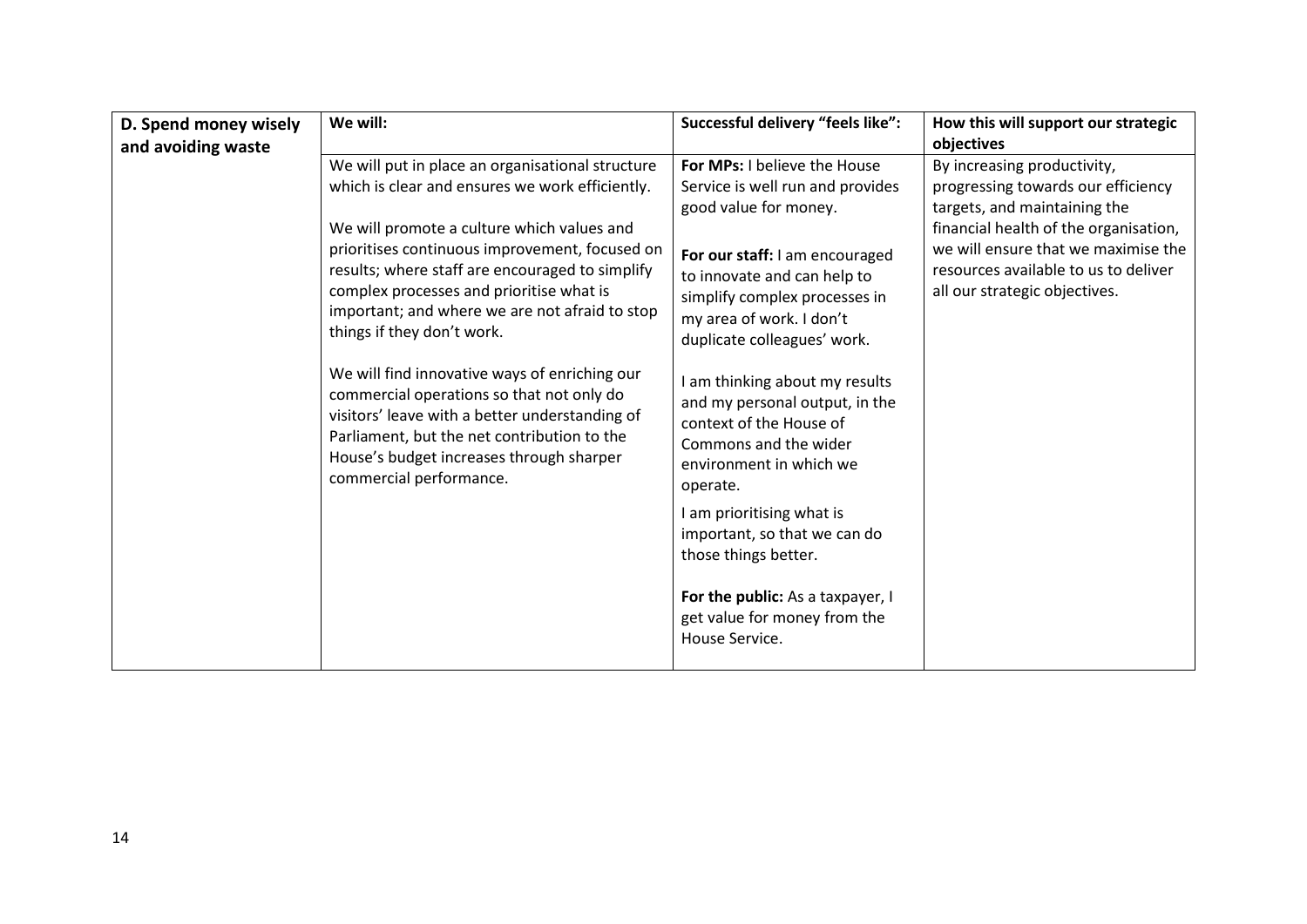| D. Spend money wisely and avoiding waste | We will: | Successful delivery "feels like": | How this will support our strategic objectives |
|---|---|---|---|
| | We will put in place an organisational structure which is clear and ensures we work efficiently.<br><br>We will promote a culture which values and prioritises continuous improvement, focused on results; where staff are encouraged to simplify complex processes and prioritise what is important; and where we are not afraid to stop things if they don't work.<br><br>We will find innovative ways of enriching our commercial operations so that not only do visitors' leave with a better understanding of Parliament, but the net contribution to the House's budget increases through sharper commercial performance. | **For MPs:** I believe the House Service is well run and provides good value for money.<br><br>**For our staff:** I am encouraged to innovate and can help to simplify complex processes in my area of work. I don't duplicate colleagues' work.<br><br>I am thinking about my results and my personal output, in the context of the House of Commons and the wider environment in which we operate.<br><br>I am prioritising what is important, so that we can do those things better.<br><br>**For the public:** As a taxpayer, I get value for money from the House Service. | By increasing productivity, progressing towards our efficiency targets, and maintaining the financial health of the organisation, we will ensure that we maximise the resources available to us to deliver all our strategic objectives. |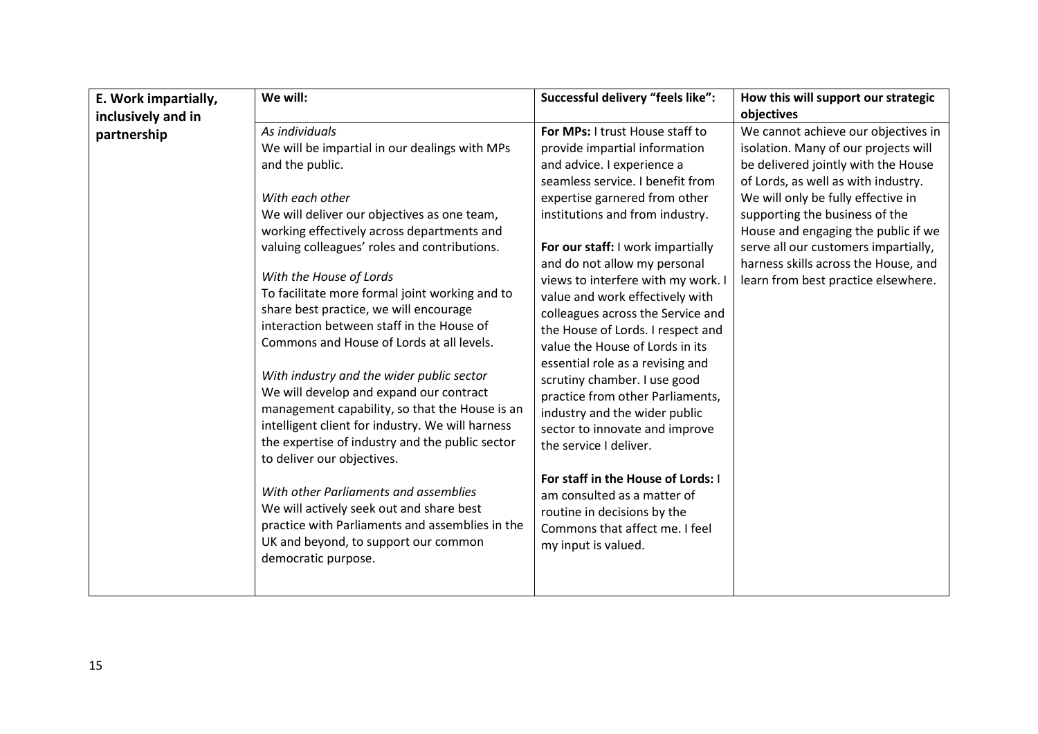| E. Work impartially, inclusively and in partnership | We will: | Successful delivery "feels like": | How this will support our strategic objectives |
|---|---|---|---|
| | *As individuals*<br>We will be impartial in our dealings with MPs and the public.<br><br>*With each other*<br>We will deliver our objectives as one team, working effectively across departments and valuing colleagues' roles and contributions.<br><br>*With the House of Lords*<br>To facilitate more formal joint working and to share best practice, we will encourage interaction between staff in the House of Commons and House of Lords at all levels.<br><br>*With industry and the wider public sector*<br>We will develop and expand our contract management capability, so that the House is an intelligent client for industry. We will harness the expertise of industry and the public sector to deliver our objectives.<br><br>*With other Parliaments and assemblies*<br>We will actively seek out and share best practice with Parliaments and assemblies in the UK and beyond, to support our common democratic purpose. | **For MPs:** I trust House staff to provide impartial information and advice. I experience a seamless service. I benefit from expertise garnered from other institutions and from industry.<br><br>**For our staff:** I work impartially and do not allow my personal views to interfere with my work. I value and work effectively with colleagues across the Service and the House of Lords. I respect and value the House of Lords in its essential role as a revising and scrutiny chamber. I use good practice from other Parliaments, industry and the wider public sector to innovate and improve the service I deliver.<br><br>**For staff in the House of Lords:** I am consulted as a matter of routine in decisions by the Commons that affect me. I feel my input is valued. | We cannot achieve our objectives in isolation. Many of our projects will be delivered jointly with the House of Lords, as well as with industry. We will only be fully effective in supporting the business of the House and engaging the public if we serve all our customers impartially, harness skills across the House, and learn from best practice elsewhere. |